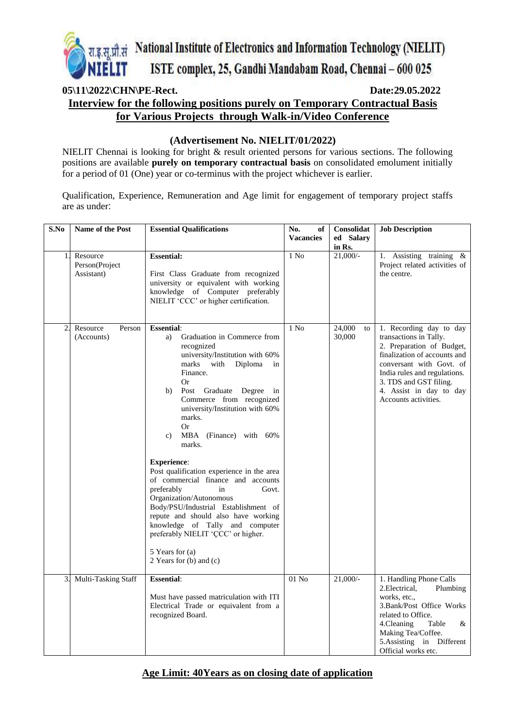# रा.इ.सू.प्रौ.सं National Institute of Electronics and Information Technology (NIELIT)

## ISTE complex, 25, Gandhi Mandabam Road, Chennai – 600 025

**05\11\2022\CHN\PE-Rect.** **Date:29.05.2022**

## Interview for the following positions purely on Temporary Contractual Basis for Various Projects through Walk-in/Video Conference

### (Advertisement No. NIELIT/01/2022)

NIELIT Chennai is looking for bright & result oriented persons for various sections. The following positions are available **purely on temporary contractual basis** on consolidated emolument initially for a period of 01 (One) year or co-terminus with the project whichever is earlier.

Qualification, Experience, Remuneration and Age limit for engagement of temporary project staffs are as under:

| S.No | Name of the Post | Essential Qualifications | No. of Vacancies | Consolidated Salary in Rs. | Job Description |
|---|---|---|---|---|---|
| 1. | Resource Person(Project Assistant) | **Essential:**<br><br>First Class Graduate from recognized university or equivalent with working knowledge of Computer preferably NIELIT 'CCC' or higher certification. | 1 No | 21,000/- | 1. Assisting training & Project related activities of the centre. |
| 2. | Resource Person (Accounts) | **Essential**:<br>a) Graduation in Commerce from recognized university/Institution with 60% marks with Diploma in Finance.<br>Or<br>b) Post Graduate Degree in Commerce from recognized university/Institution with 60% marks.<br>Or<br>c) MBA (Finance) with 60% marks.<br><br>**Experience**:<br>Post qualification experience in the area of commercial finance and accounts preferably in Govt. Organization/Autonomous Body/PSU/Industrial Establishment of repute and should also have working knowledge of Tally and computer preferably NIELIT 'ÇCC' or higher.<br><br>5 Years for (a)<br>2 Years for (b) and (c) | 1 No | 24,000 to 30,000 | 1. Recording day to day transactions in Tally.<br>2. Preparation of Budget, finalization of accounts and conversant with Govt. of India rules and regulations.<br>3. TDS and GST filing.<br>4. Assist in day to day Accounts activities. |
| 3. | Multi-Tasking Staff | **Essential**:<br><br>Must have passed matriculation with ITI Electrical Trade or equivalent from a recognized Board. | 01 No | 21,000/- | 1. Handling Phone Calls<br>2.Electrical, Plumbing works, etc.,<br>3.Bank/Post Office Works related to Office.<br>4.Cleaning Table & Making Tea/Coffee.<br>5.Assisting in Different Official works etc. |

**Age Limit: 40Years as on closing date of application**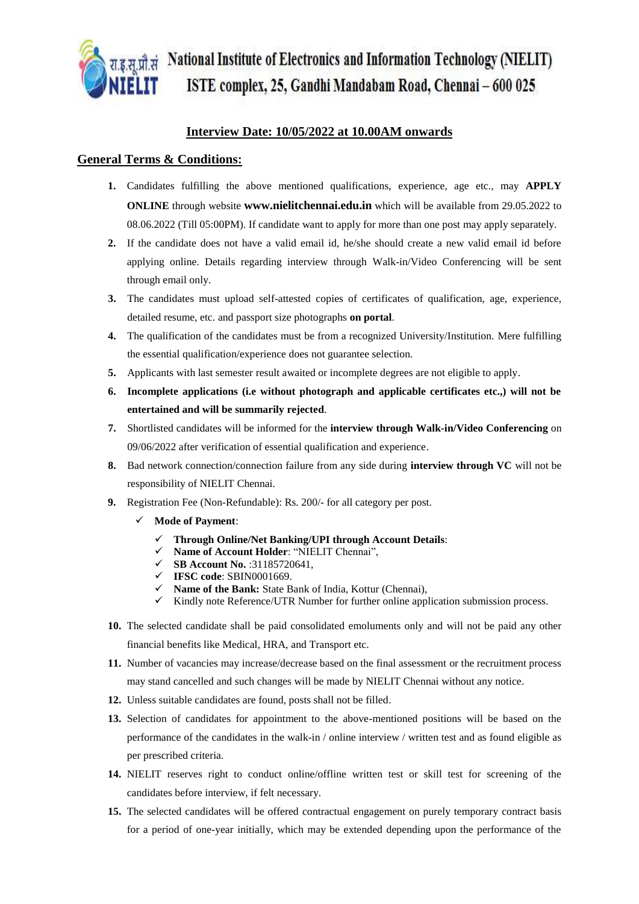# National Institute of Electronics and Information Technology (NIELIT)

## ISTE complex, 25, Gandhi Mandabam Road, Chennai – 600 025

### Interview Date: 10/05/2022 at 10.00AM onwards

## General Terms & Conditions:

1. Candidates fulfilling the above mentioned qualifications, experience, age etc., may **APPLY ONLINE** through website **www.nielitchennai.edu.in** which will be available from 29.05.2022 to 08.06.2022 (Till 05:00PM). If candidate want to apply for more than one post may apply separately.
2. If the candidate does not have a valid email id, he/she should create a new valid email id before applying online. Details regarding interview through Walk-in/Video Conferencing will be sent through email only.
3. The candidates must upload self-attested copies of certificates of qualification, age, experience, detailed resume, etc. and passport size photographs **on portal**.
4. The qualification of the candidates must be from a recognized University/Institution. Mere fulfilling the essential qualification/experience does not guarantee selection.
5. Applicants with last semester result awaited or incomplete degrees are not eligible to apply.
6. **Incomplete applications (i.e without photograph and applicable certificates etc.,) will not be entertained and will be summarily rejected**.
7. Shortlisted candidates will be informed for the **interview through Walk-in/Video Conferencing** on 09/06/2022 after verification of essential qualification and experience.
8. Bad network connection/connection failure from any side during **interview through VC** will not be responsibility of NIELIT Chennai.
9. Registration Fee (Non-Refundable): Rs. 200/- for all category per post.
   - ✓ **Mode of Payment**:
     - ✓ **Through Online/Net Banking/UPI through Account Details**:
     - ✓ **Name of Account Holder**: "NIELIT Chennai",
     - ✓ **SB Account No.** :31185720641,
     - ✓ **IFSC code**: SBIN0001669.
     - ✓ **Name of the Bank:** State Bank of India, Kottur (Chennai),
     - ✓ Kindly note Reference/UTR Number for further online application submission process.
10. The selected candidate shall be paid consolidated emoluments only and will not be paid any other financial benefits like Medical, HRA, and Transport etc.
11. Number of vacancies may increase/decrease based on the final assessment or the recruitment process may stand cancelled and such changes will be made by NIELIT Chennai without any notice.
12. Unless suitable candidates are found, posts shall not be filled.
13. Selection of candidates for appointment to the above-mentioned positions will be based on the performance of the candidates in the walk-in / online interview / written test and as found eligible as per prescribed criteria.
14. NIELIT reserves right to conduct online/offline written test or skill test for screening of the candidates before interview, if felt necessary.
15. The selected candidates will be offered contractual engagement on purely temporary contract basis for a period of one-year initially, which may be extended depending upon the performance of the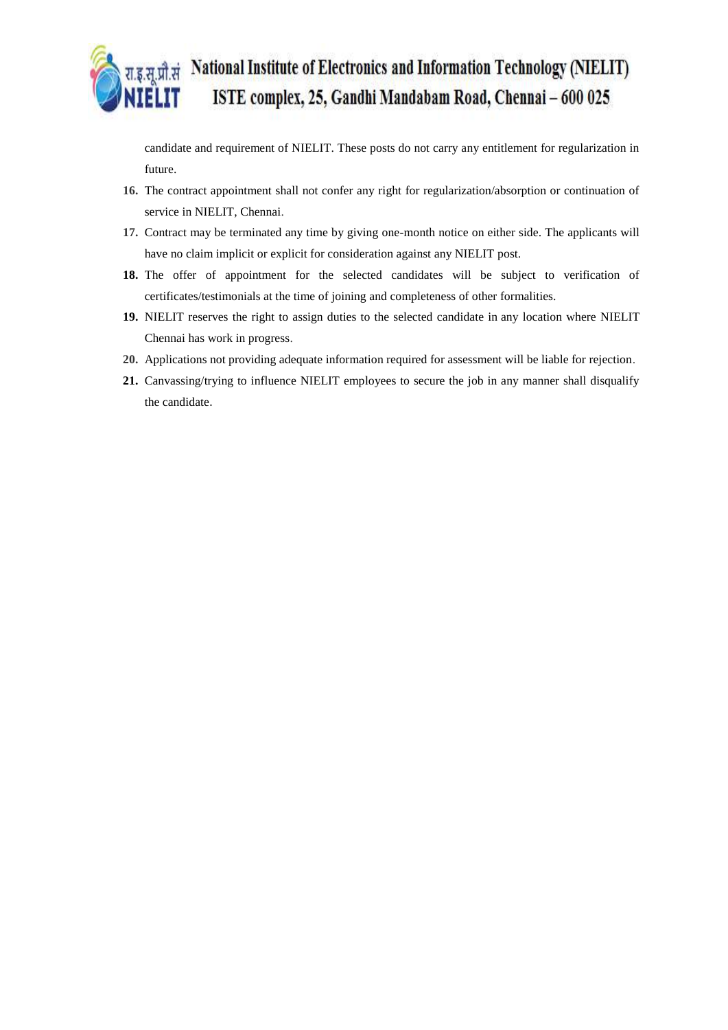candidate and requirement of NIELIT. These posts do not carry any entitlement for regularization in future.

16. The contract appointment shall not confer any right for regularization/absorption or continuation of service in NIELIT, Chennai.
17. Contract may be terminated any time by giving one-month notice on either side. The applicants will have no claim implicit or explicit for consideration against any NIELIT post.
18. The offer of appointment for the selected candidates will be subject to verification of certificates/testimonials at the time of joining and completeness of other formalities.
19. NIELIT reserves the right to assign duties to the selected candidate in any location where NIELIT Chennai has work in progress.
20. Applications not providing adequate information required for assessment will be liable for rejection.
21. Canvassing/trying to influence NIELIT employees to secure the job in any manner shall disqualify the candidate.